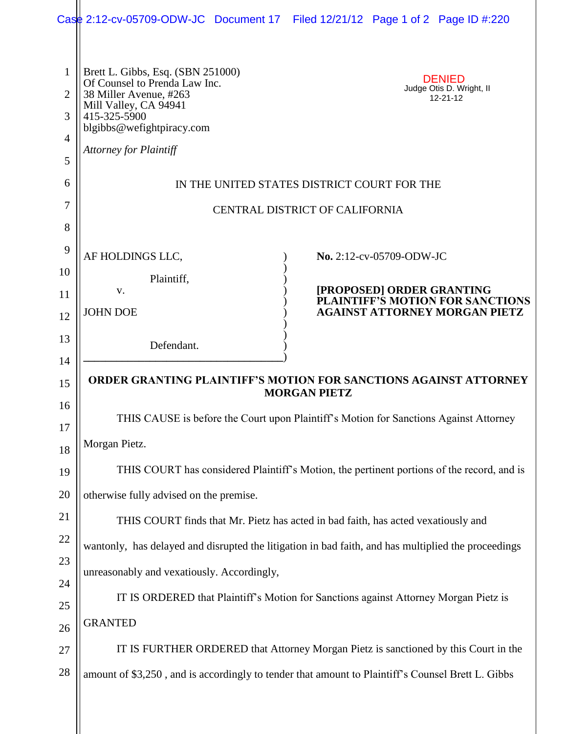Brett L. Gibbs, Esq. (SBN 251000)
Of Counsel to Prenda Law Inc.
38 Miller Avenue, #263
Mill Valley, CA 94941
415-325-5900
blgibbs@wefightpiracy.com

*Attorney for Plaintiff*

DENIED
Judge Otis D. Wright, II
12-21-12

IN THE UNITED STATES DISTRICT COURT FOR THE

CENTRAL DISTRICT OF CALIFORNIA

| | |
|---|---|
| AF HOLDINGS LLC,<br><br>Plaintiff,<br><br>v.<br><br>JOHN DOE<br><br>Defendant. | **No.** 2:12-cv-05709-ODW-JC<br><br>**[PROPOSED] ORDER GRANTING PLAINTIFF'S MOTION FOR SANCTIONS AGAINST ATTORNEY MORGAN PIETZ** |

**ORDER GRANTING PLAINTIFF'S MOTION FOR SANCTIONS AGAINST ATTORNEY MORGAN PIETZ**

THIS CAUSE is before the Court upon Plaintiff's Motion for Sanctions Against Attorney Morgan Pietz.

THIS COURT has considered Plaintiff's Motion, the pertinent portions of the record, and is otherwise fully advised on the premise.

THIS COURT finds that Mr. Pietz has acted in bad faith, has acted vexatiously and wantonly, has delayed and disrupted the litigation in bad faith, and has multiplied the proceedings unreasonably and vexatiously. Accordingly,

IT IS ORDERED that Plaintiff's Motion for Sanctions against Attorney Morgan Pietz is GRANTED

IT IS FURTHER ORDERED that Attorney Morgan Pietz is sanctioned by this Court in the amount of $3,250 , and is accordingly to tender that amount to Plaintiff's Counsel Brett L. Gibbs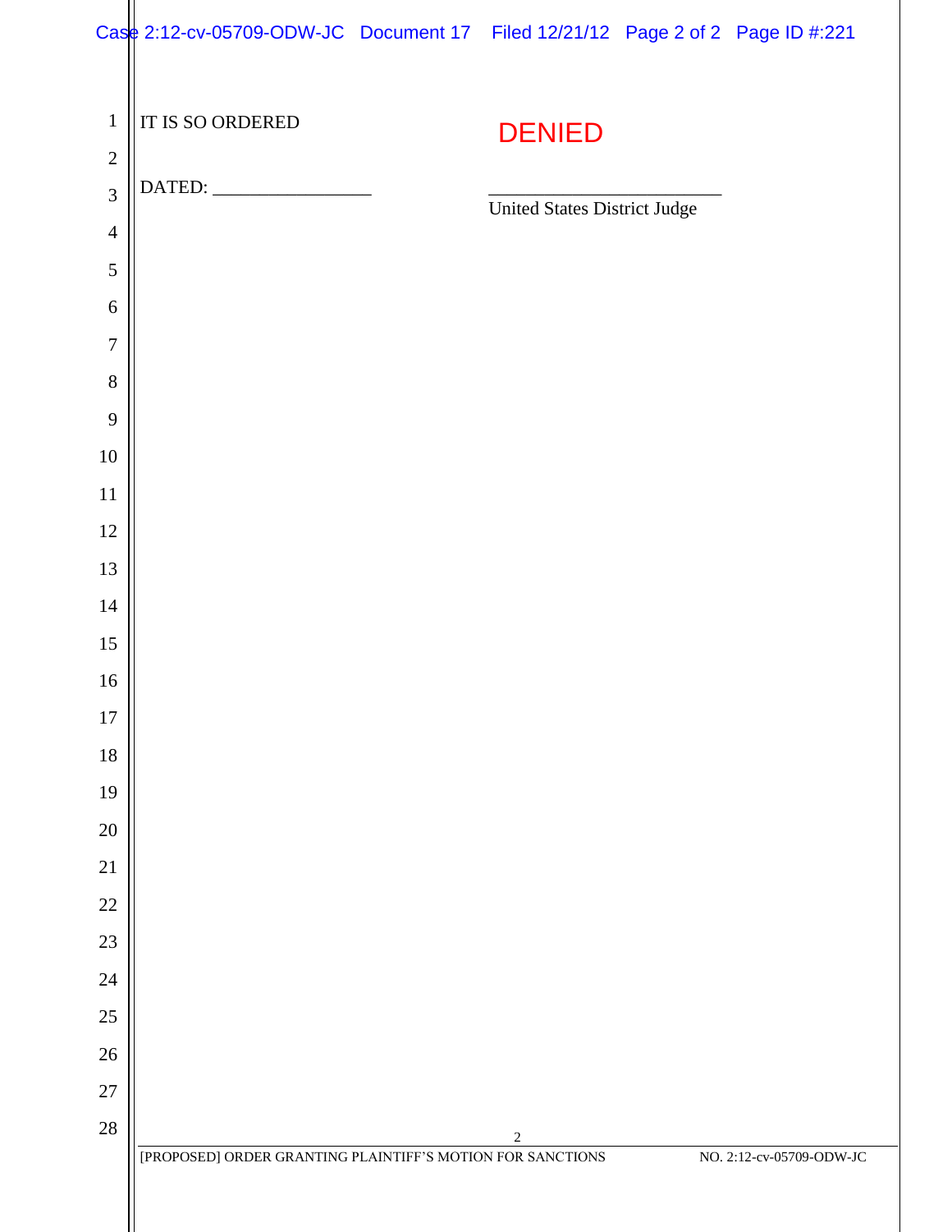IT IS SO ORDERED

DENIED

DATED: ________________

________________________
United States District Judge

[PROPOSED] ORDER GRANTING PLAINTIFF'S MOTION FOR SANCTIONS NO. 2:12-cv-05709-ODW-JC